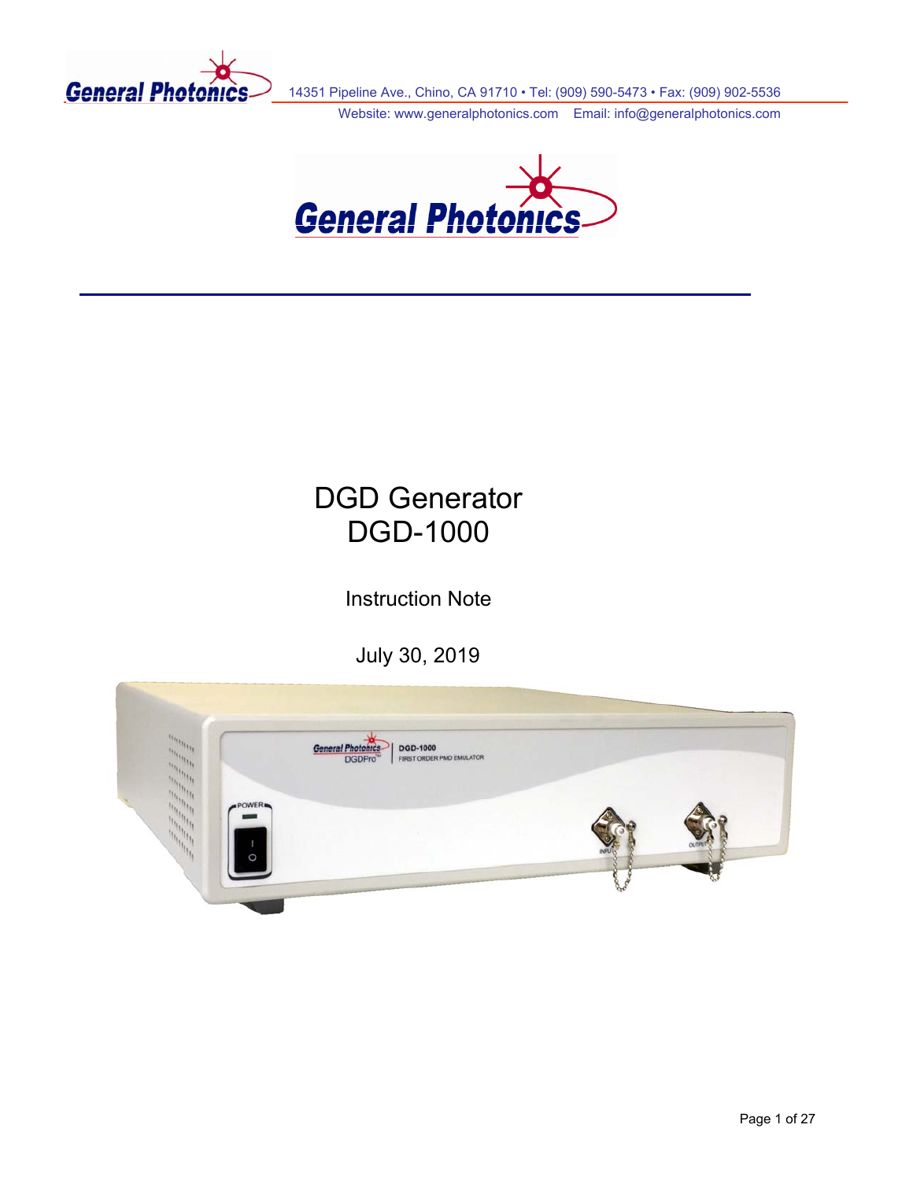General Photonics 14351 Pipeline Ave., Chino, CA 91710 • Tel: (909) 590-5473 • Fax: (909) 902-5536
Website: www.generalphotonics.com Email: info@generalphotonics.com

# DGD Generator
# DGD-1000

## Instruction Note

July 30, 2019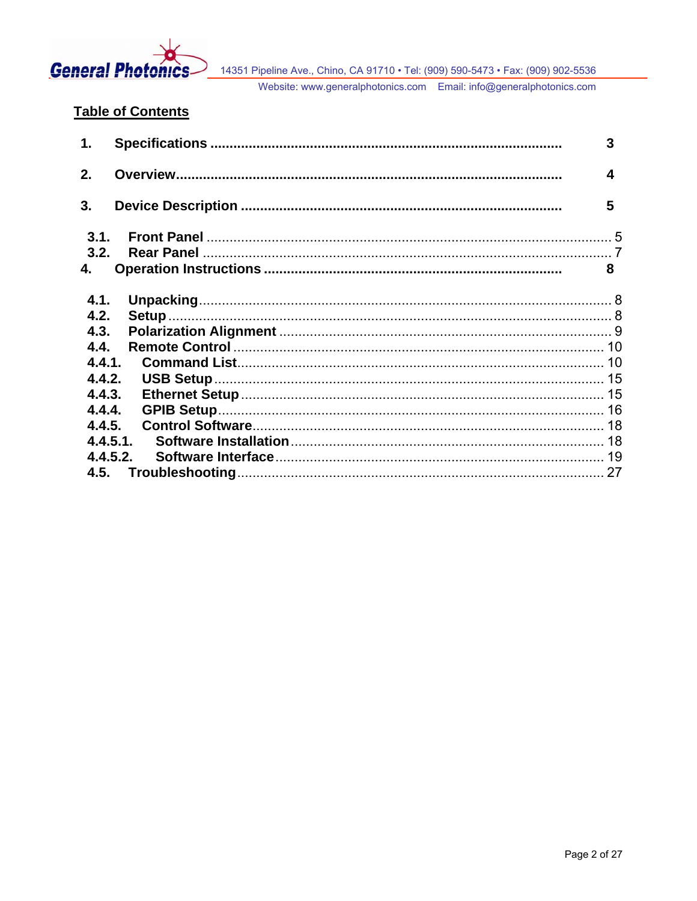## Table of Contents

| | | |
|---|---|---|
| 1. | Specifications | 3 |
| 2. | Overview | 4 |
| 3. | Device Description | 5 |
| 3.1. | Front Panel | 5 |
| 3.2. | Rear Panel | 7 |
| 4. | Operation Instructions | 8 |
| 4.1. | Unpacking | 8 |
| 4.2. | Setup | 8 |
| 4.3. | Polarization Alignment | 9 |
| 4.4. | Remote Control | 10 |
| 4.4.1. | Command List | 10 |
| 4.4.2. | USB Setup | 15 |
| 4.4.3. | Ethernet Setup | 15 |
| 4.4.4. | GPIB Setup | 16 |
| 4.4.5. | Control Software | 18 |
| 4.4.5.1. | Software Installation | 18 |
| 4.4.5.2. | Software Interface | 19 |
| 4.5. | Troubleshooting | 27 |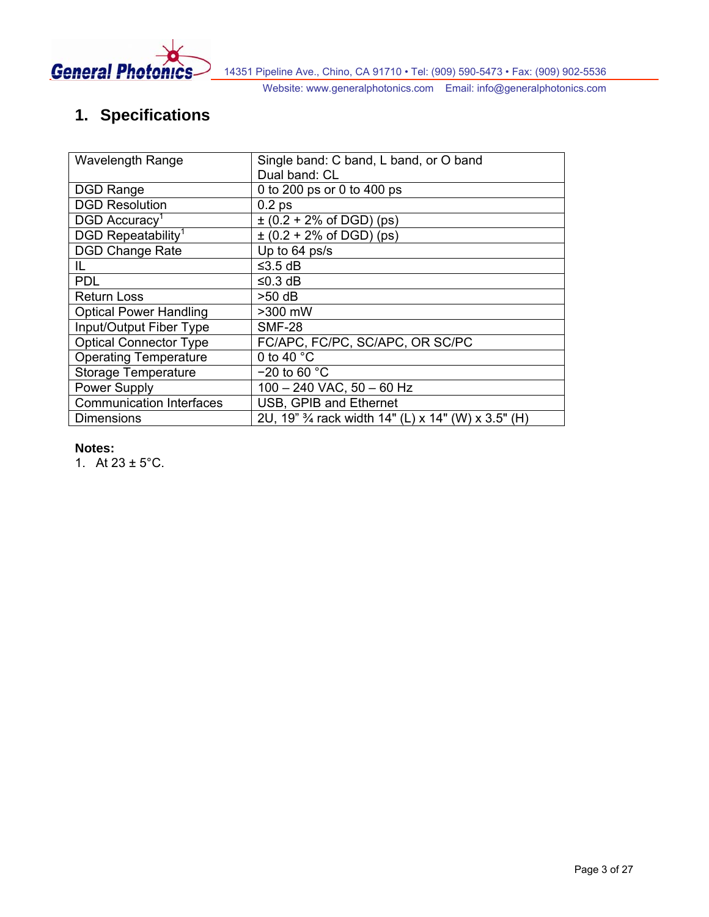## 1. Specifications

| Wavelength Range | Single band: C band, L band, or O band<br>Dual band: CL |
|---|---|
| DGD Range | 0 to 200 ps or 0 to 400 ps |
| DGD Resolution | 0.2 ps |
| DGD Accuracy[1] | ± (0.2 + 2% of DGD) (ps) |
| DGD Repeatability[1] | ± (0.2 + 2% of DGD) (ps) |
| DGD Change Rate | Up to 64 ps/s |
| IL | ≤3.5 dB |
| PDL | ≤0.3 dB |
| Return Loss | >50 dB |
| Optical Power Handling | >300 mW |
| Input/Output Fiber Type | SMF-28 |
| Optical Connector Type | FC/APC, FC/PC, SC/APC, OR SC/PC |
| Operating Temperature | 0 to 40 °C |
| Storage Temperature | −20 to 60 °C |
| Power Supply | 100 – 240 VAC, 50 – 60 Hz |
| Communication Interfaces | USB, GPIB and Ethernet |
| Dimensions | 2U, 19" ¾ rack width 14" (L) x 14" (W) x 3.5" (H) |

**Notes:**

1. At 23 ± 5°C.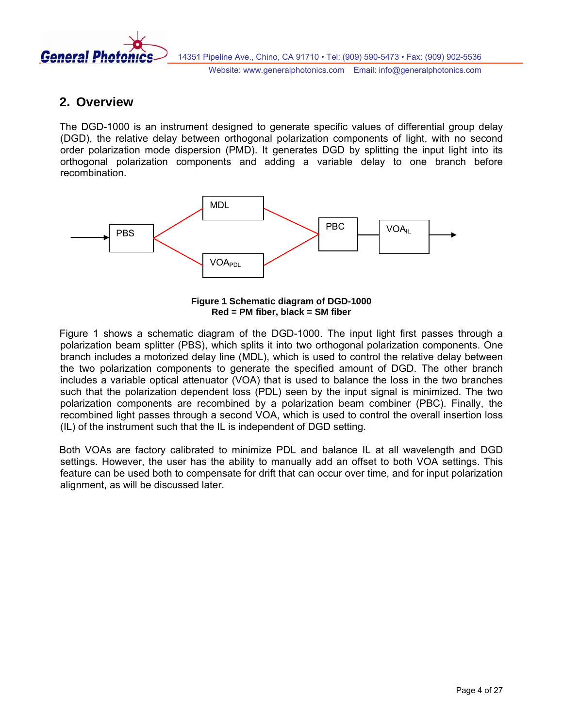## 2. Overview

The DGD-1000 is an instrument designed to generate specific values of differential group delay (DGD), the relative delay between orthogonal polarization components of light, with no second order polarization mode dispersion (PMD). It generates DGD by splitting the input light into its orthogonal polarization components and adding a variable delay to one branch before recombination.

**Figure 1 Schematic diagram of DGD-1000**
**Red = PM fiber, black = SM fiber**

Figure 1 shows a schematic diagram of the DGD-1000. The input light first passes through a polarization beam splitter (PBS), which splits it into two orthogonal polarization components. One branch includes a motorized delay line (MDL), which is used to control the relative delay between the two polarization components to generate the specified amount of DGD. The other branch includes a variable optical attenuator (VOA) that is used to balance the loss in the two branches such that the polarization dependent loss (PDL) seen by the input signal is minimized. The two polarization components are recombined by a polarization beam combiner (PBC). Finally, the recombined light passes through a second VOA, which is used to control the overall insertion loss (IL) of the instrument such that the IL is independent of DGD setting.

Both VOAs are factory calibrated to minimize PDL and balance IL at all wavelength and DGD settings. However, the user has the ability to manually add an offset to both VOA settings. This feature can be used both to compensate for drift that can occur over time, and for input polarization alignment, as will be discussed later.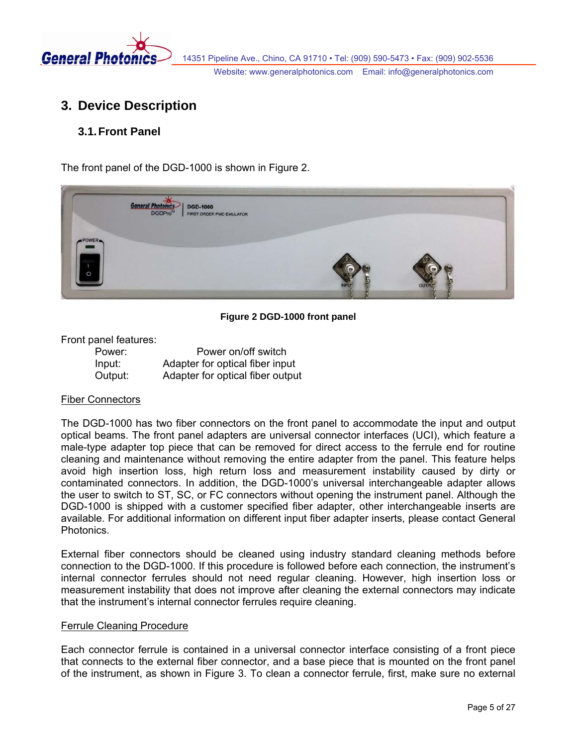# 3. Device Description

## 3.1. Front Panel

The front panel of the DGD-1000 is shown in Figure 2.

**Figure 2 DGD-1000 front panel**

Front panel features:

| | |
|---|---|
| Power: | Power on/off switch |
| Input: | Adapter for optical fiber input |
| Output: | Adapter for optical fiber output |

<u>Fiber Connectors</u>

The DGD-1000 has two fiber connectors on the front panel to accommodate the input and output optical beams. The front panel adapters are universal connector interfaces (UCI), which feature a male-type adapter top piece that can be removed for direct access to the ferrule end for routine cleaning and maintenance without removing the entire adapter from the panel. This feature helps avoid high insertion loss, high return loss and measurement instability caused by dirty or contaminated connectors. In addition, the DGD-1000's universal interchangeable adapter allows the user to switch to ST, SC, or FC connectors without opening the instrument panel. Although the DGD-1000 is shipped with a customer specified fiber adapter, other interchangeable inserts are available. For additional information on different input fiber adapter inserts, please contact General Photonics.

External fiber connectors should be cleaned using industry standard cleaning methods before connection to the DGD-1000. If this procedure is followed before each connection, the instrument's internal connector ferrules should not need regular cleaning. However, high insertion loss or measurement instability that does not improve after cleaning the external connectors may indicate that the instrument's internal connector ferrules require cleaning.

<u>Ferrule Cleaning Procedure</u>

Each connector ferrule is contained in a universal connector interface consisting of a front piece that connects to the external fiber connector, and a base piece that is mounted on the front panel of the instrument, as shown in Figure 3. To clean a connector ferrule, first, make sure no external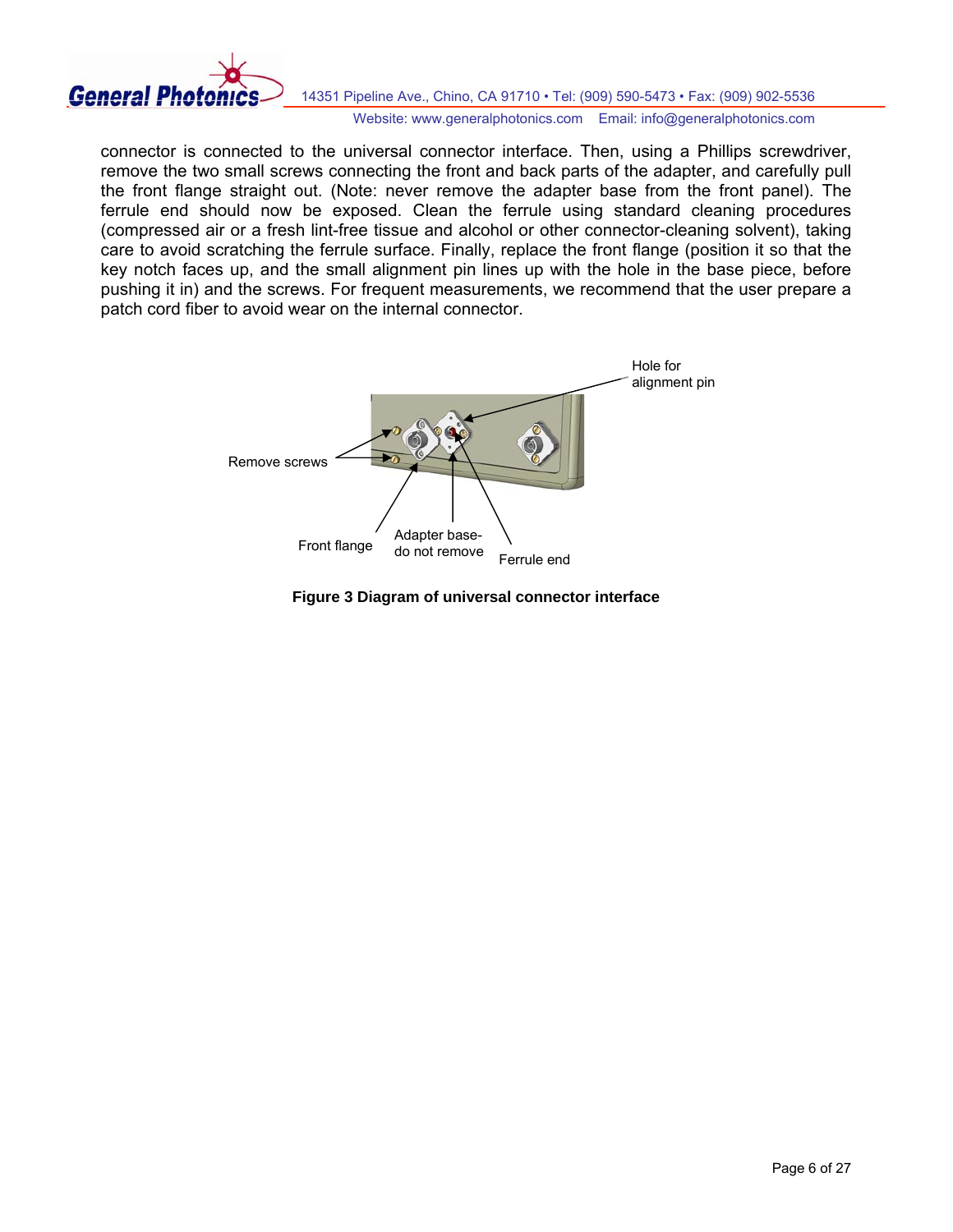connector is connected to the universal connector interface. Then, using a Phillips screwdriver, remove the two small screws connecting the front and back parts of the adapter, and carefully pull the front flange straight out. (Note: never remove the adapter base from the front panel). The ferrule end should now be exposed. Clean the ferrule using standard cleaning procedures (compressed air or a fresh lint-free tissue and alcohol or other connector-cleaning solvent), taking care to avoid scratching the ferrule surface. Finally, replace the front flange (position it so that the key notch faces up, and the small alignment pin lines up with the hole in the base piece, before pushing it in) and the screws. For frequent measurements, we recommend that the user prepare a patch cord fiber to avoid wear on the internal connector.

Hole for alignment pin

Remove screws

Front flange

Adapter base- do not remove

Ferrule end

**Figure 3 Diagram of universal connector interface**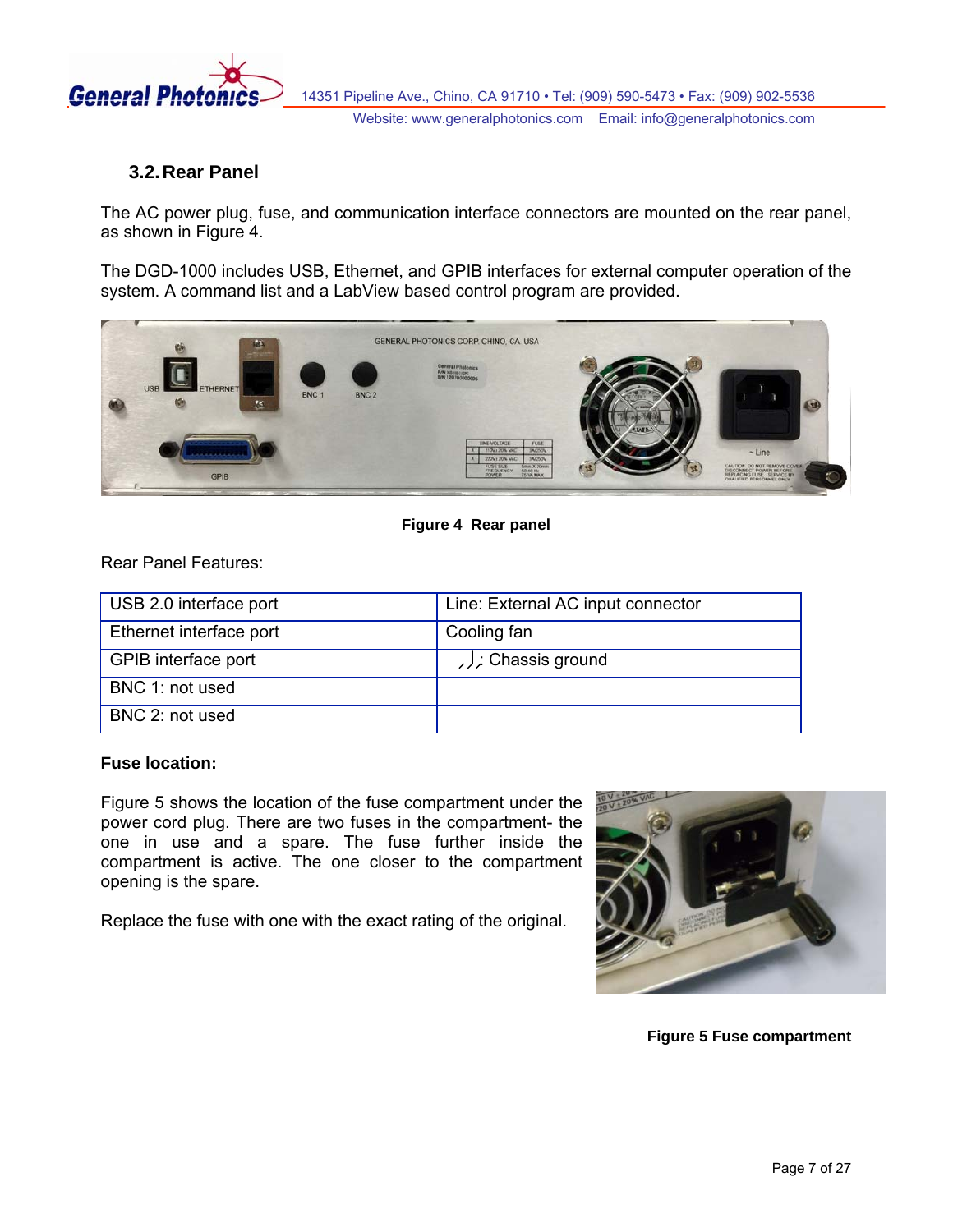### 3.2. Rear Panel

The AC power plug, fuse, and communication interface connectors are mounted on the rear panel, as shown in Figure 4.

The DGD-1000 includes USB, Ethernet, and GPIB interfaces for external computer operation of the system. A command list and a LabView based control program are provided.

**Figure 4 Rear panel**

Rear Panel Features:

| USB 2.0 interface port | Line: External AC input connector |
|---|---|
| Ethernet interface port | Cooling fan |
| GPIB interface port | ⏚: Chassis ground |
| BNC 1: not used | |
| BNC 2: not used | |

**Fuse location:**

Figure 5 shows the location of the fuse compartment under the power cord plug. There are two fuses in the compartment- the one in use and a spare. The fuse further inside the compartment is active. The one closer to the compartment opening is the spare.

Replace the fuse with one with the exact rating of the original.

**Figure 5 Fuse compartment**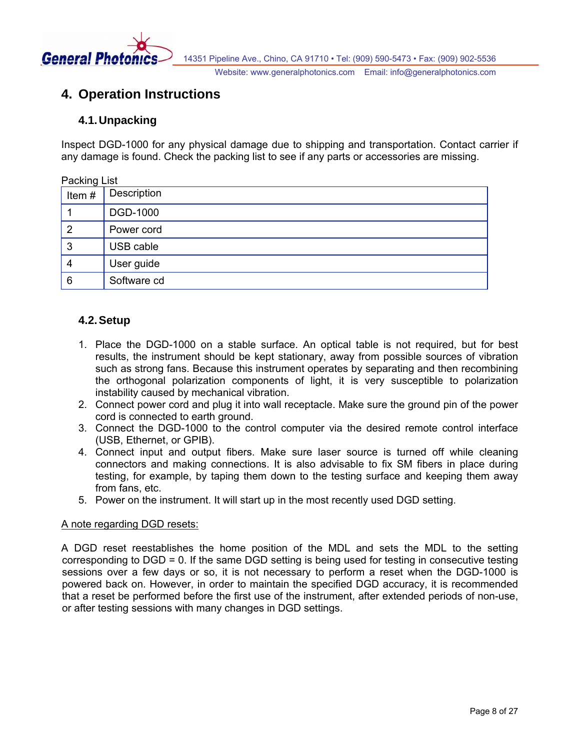# 4. Operation Instructions

## 4.1. Unpacking

Inspect DGD-1000 for any physical damage due to shipping and transportation. Contact carrier if any damage is found. Check the packing list to see if any parts or accessories are missing.

Packing List

| Item # | Description |
|---|---|
| 1 | DGD-1000 |
| 2 | Power cord |
| 3 | USB cable |
| 4 | User guide |
| 6 | Software cd |

## 4.2. Setup

1. Place the DGD-1000 on a stable surface. An optical table is not required, but for best results, the instrument should be kept stationary, away from possible sources of vibration such as strong fans. Because this instrument operates by separating and then recombining the orthogonal polarization components of light, it is very susceptible to polarization instability caused by mechanical vibration.
2. Connect power cord and plug it into wall receptacle. Make sure the ground pin of the power cord is connected to earth ground.
3. Connect the DGD-1000 to the control computer via the desired remote control interface (USB, Ethernet, or GPIB).
4. Connect input and output fibers. Make sure laser source is turned off while cleaning connectors and making connections. It is also advisable to fix SM fibers in place during testing, for example, by taping them down to the testing surface and keeping them away from fans, etc.
5. Power on the instrument. It will start up in the most recently used DGD setting.

<u>A note regarding DGD resets:</u>

A DGD reset reestablishes the home position of the MDL and sets the MDL to the setting corresponding to DGD = 0. If the same DGD setting is being used for testing in consecutive testing sessions over a few days or so, it is not necessary to perform a reset when the DGD-1000 is powered back on. However, in order to maintain the specified DGD accuracy, it is recommended that a reset be performed before the first use of the instrument, after extended periods of non-use, or after testing sessions with many changes in DGD settings.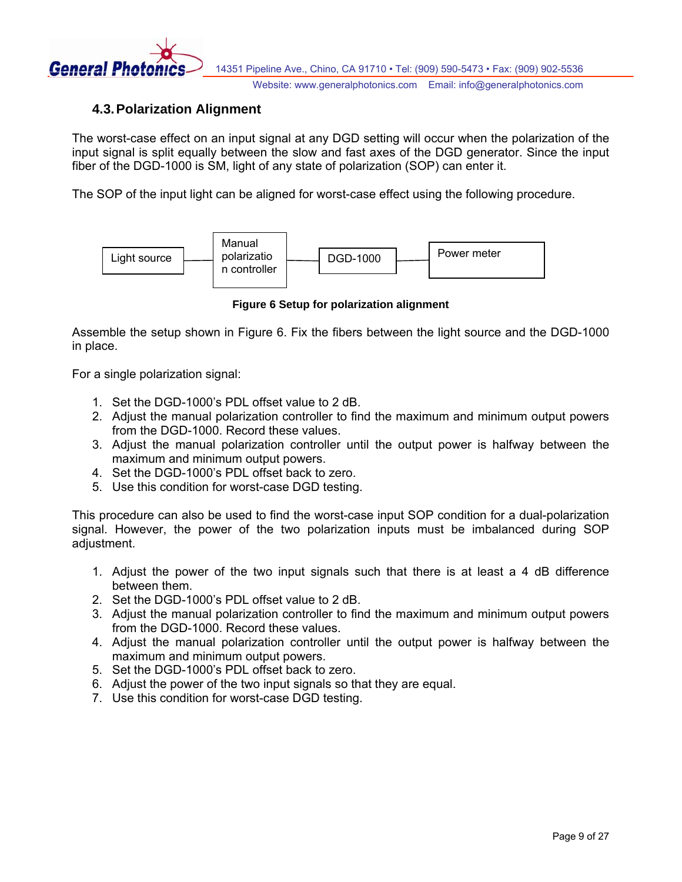### 4.3. Polarization Alignment

The worst-case effect on an input signal at any DGD setting will occur when the polarization of the input signal is split equally between the slow and fast axes of the DGD generator. Since the input fiber of the DGD-1000 is SM, light of any state of polarization (SOP) can enter it.

The SOP of the input light can be aligned for worst-case effect using the following procedure.

Light source → Manual polarization controller → DGD-1000 → Power meter

**Figure 6 Setup for polarization alignment**

Assemble the setup shown in Figure 6. Fix the fibers between the light source and the DGD-1000 in place.

For a single polarization signal:

1. Set the DGD-1000's PDL offset value to 2 dB.
2. Adjust the manual polarization controller to find the maximum and minimum output powers from the DGD-1000. Record these values.
3. Adjust the manual polarization controller until the output power is halfway between the maximum and minimum output powers.
4. Set the DGD-1000's PDL offset back to zero.
5. Use this condition for worst-case DGD testing.

This procedure can also be used to find the worst-case input SOP condition for a dual-polarization signal. However, the power of the two polarization inputs must be imbalanced during SOP adjustment.

1. Adjust the power of the two input signals such that there is at least a 4 dB difference between them.
2. Set the DGD-1000's PDL offset value to 2 dB.
3. Adjust the manual polarization controller to find the maximum and minimum output powers from the DGD-1000. Record these values.
4. Adjust the manual polarization controller until the output power is halfway between the maximum and minimum output powers.
5. Set the DGD-1000's PDL offset back to zero.
6. Adjust the power of the two input signals so that they are equal.
7. Use this condition for worst-case DGD testing.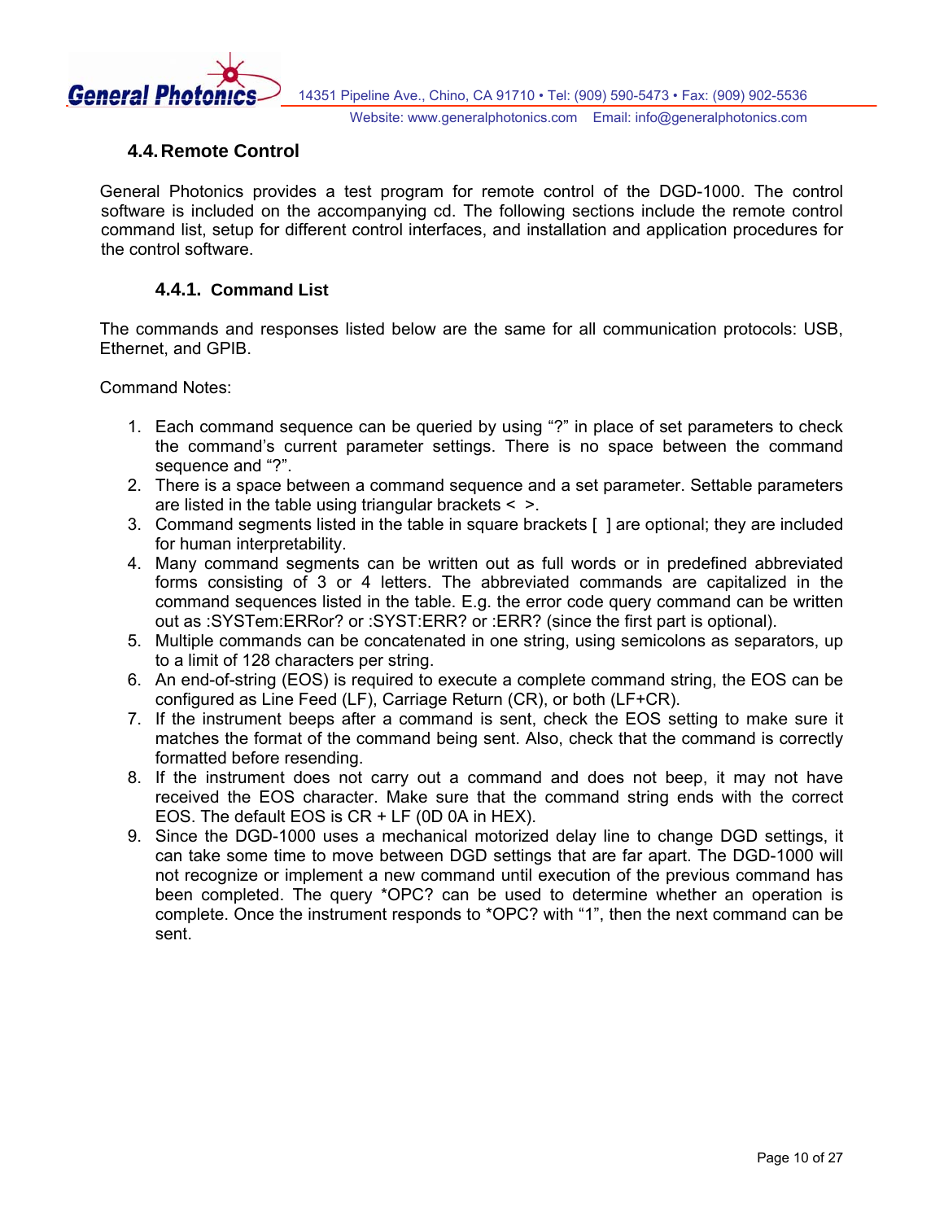## 4.4. Remote Control

General Photonics provides a test program for remote control of the DGD-1000. The control software is included on the accompanying cd. The following sections include the remote control command list, setup for different control interfaces, and installation and application procedures for the control software.

### 4.4.1. Command List

The commands and responses listed below are the same for all communication protocols: USB, Ethernet, and GPIB.

Command Notes:

1. Each command sequence can be queried by using "?" in place of set parameters to check the command's current parameter settings. There is no space between the command sequence and "?".
2. There is a space between a command sequence and a set parameter. Settable parameters are listed in the table using triangular brackets < >.
3. Command segments listed in the table in square brackets [ ] are optional; they are included for human interpretability.
4. Many command segments can be written out as full words or in predefined abbreviated forms consisting of 3 or 4 letters. The abbreviated commands are capitalized in the command sequences listed in the table. E.g. the error code query command can be written out as :SYSTem:ERRor? or :SYST:ERR? or :ERR? (since the first part is optional).
5. Multiple commands can be concatenated in one string, using semicolons as separators, up to a limit of 128 characters per string.
6. An end-of-string (EOS) is required to execute a complete command string, the EOS can be configured as Line Feed (LF), Carriage Return (CR), or both (LF+CR).
7. If the instrument beeps after a command is sent, check the EOS setting to make sure it matches the format of the command being sent. Also, check that the command is correctly formatted before resending.
8. If the instrument does not carry out a command and does not beep, it may not have received the EOS character. Make sure that the command string ends with the correct EOS. The default EOS is CR + LF (0D 0A in HEX).
9. Since the DGD-1000 uses a mechanical motorized delay line to change DGD settings, it can take some time to move between DGD settings that are far apart. The DGD-1000 will not recognize or implement a new command until execution of the previous command has been completed. The query *OPC? can be used to determine whether an operation is complete. Once the instrument responds to *OPC? with "1", then the next command can be sent.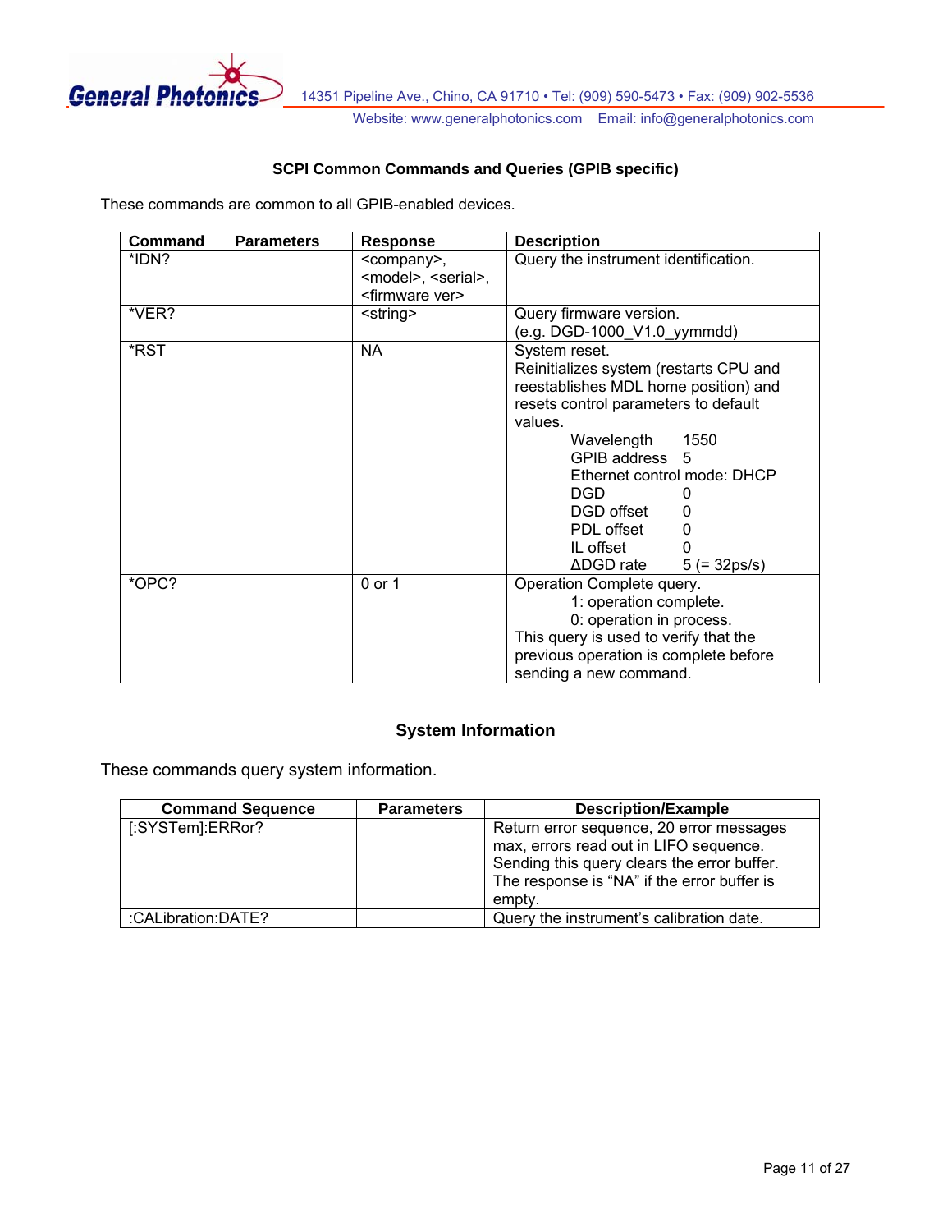### SCPI Common Commands and Queries (GPIB specific)

These commands are common to all GPIB-enabled devices.

| Command | Parameters | Response | Description |
|---|---|---|---|
| *IDN? | | <company>, <model>, <serial>, <firmware ver> | Query the instrument identification. |
| *VER? | | <string> | Query firmware version. (e.g. DGD-1000_V1.0_yymmdd) |
| *RST | | NA | System reset. Reinitializes system (restarts CPU and reestablishes MDL home position) and resets control parameters to default values.<br>Wavelength 1550<br>GPIB address 5<br>Ethernet control mode: DHCP<br>DGD 0<br>DGD offset 0<br>PDL offset 0<br>IL offset 0<br>ΔDGD rate 5 (= 32ps/s) |
| *OPC? | | 0 or 1 | Operation Complete query.<br>1: operation complete.<br>0: operation in process.<br>This query is used to verify that the previous operation is complete before sending a new command. |

### System Information

These commands query system information.

| Command Sequence | Parameters | Description/Example |
|---|---|---|
| [:SYSTem]:ERRor? | | Return error sequence, 20 error messages max, errors read out in LIFO sequence. Sending this query clears the error buffer. The response is "NA" if the error buffer is empty. |
| :CALibration:DATE? | | Query the instrument's calibration date. |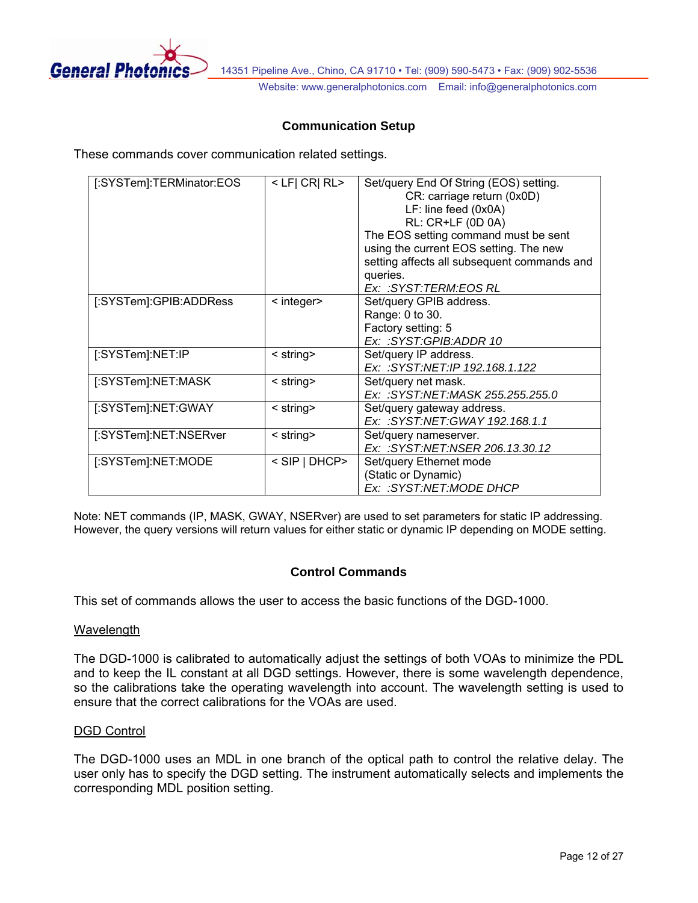## Communication Setup

These commands cover communication related settings.

| | | |
|---|---|---|
| [:SYSTem]:TERMinator:EOS | < LF\| CR\| RL> | Set/query End Of String (EOS) setting.<br>CR: carriage return (0x0D)<br>LF: line feed (0x0A)<br>RL: CR+LF (0D 0A)<br>The EOS setting command must be sent using the current EOS setting. The new setting affects all subsequent commands and queries.<br>*Ex: :SYST:TERM:EOS RL* |
| [:SYSTem]:GPIB:ADDRess | < integer> | Set/query GPIB address.<br>Range: 0 to 30.<br>Factory setting: 5<br>*Ex: :SYST:GPIB:ADDR 10* |
| [:SYSTem]:NET:IP | < string> | Set/query IP address.<br>*Ex: :SYST:NET:IP 192.168.1.122* |
| [:SYSTem]:NET:MASK | < string> | Set/query net mask.<br>*Ex: :SYST:NET:MASK 255.255.255.0* |
| [:SYSTem]:NET:GWAY | < string> | Set/query gateway address.<br>*Ex: :SYST:NET:GWAY 192.168.1.1* |
| [:SYSTem]:NET:NSERver | < string> | Set/query nameserver.<br>*Ex: :SYST:NET:NSER 206.13.30.12* |
| [:SYSTem]:NET:MODE | < SIP \| DHCP> | Set/query Ethernet mode<br>(Static or Dynamic)<br>*Ex: :SYST:NET:MODE DHCP* |

Note: NET commands (IP, MASK, GWAY, NSERver) are used to set parameters for static IP addressing. However, the query versions will return values for either static or dynamic IP depending on MODE setting.

## Control Commands

This set of commands allows the user to access the basic functions of the DGD-1000.

<u>Wavelength</u>

The DGD-1000 is calibrated to automatically adjust the settings of both VOAs to minimize the PDL and to keep the IL constant at all DGD settings. However, there is some wavelength dependence, so the calibrations take the operating wavelength into account. The wavelength setting is used to ensure that the correct calibrations for the VOAs are used.

<u>DGD Control</u>

The DGD-1000 uses an MDL in one branch of the optical path to control the relative delay. The user only has to specify the DGD setting. The instrument automatically selects and implements the corresponding MDL position setting.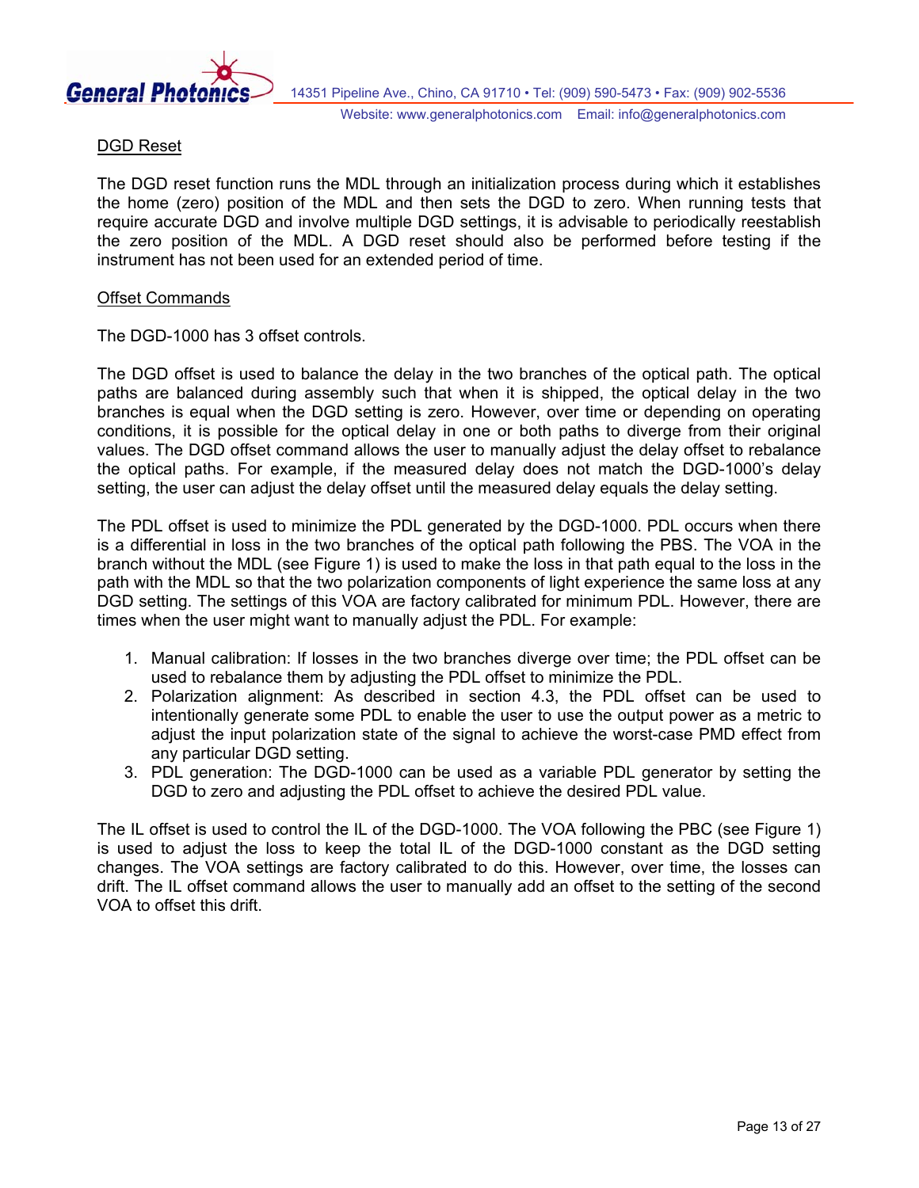## DGD Reset

The DGD reset function runs the MDL through an initialization process during which it establishes the home (zero) position of the MDL and then sets the DGD to zero. When running tests that require accurate DGD and involve multiple DGD settings, it is advisable to periodically reestablish the zero position of the MDL. A DGD reset should also be performed before testing if the instrument has not been used for an extended period of time.

## Offset Commands

The DGD-1000 has 3 offset controls.

The DGD offset is used to balance the delay in the two branches of the optical path. The optical paths are balanced during assembly such that when it is shipped, the optical delay in the two branches is equal when the DGD setting is zero. However, over time or depending on operating conditions, it is possible for the optical delay in one or both paths to diverge from their original values. The DGD offset command allows the user to manually adjust the delay offset to rebalance the optical paths. For example, if the measured delay does not match the DGD-1000's delay setting, the user can adjust the delay offset until the measured delay equals the delay setting.

The PDL offset is used to minimize the PDL generated by the DGD-1000. PDL occurs when there is a differential in loss in the two branches of the optical path following the PBS. The VOA in the branch without the MDL (see Figure 1) is used to make the loss in that path equal to the loss in the path with the MDL so that the two polarization components of light experience the same loss at any DGD setting. The settings of this VOA are factory calibrated for minimum PDL. However, there are times when the user might want to manually adjust the PDL. For example:

1. Manual calibration: If losses in the two branches diverge over time; the PDL offset can be used to rebalance them by adjusting the PDL offset to minimize the PDL.
2. Polarization alignment: As described in section 4.3, the PDL offset can be used to intentionally generate some PDL to enable the user to use the output power as a metric to adjust the input polarization state of the signal to achieve the worst-case PMD effect from any particular DGD setting.
3. PDL generation: The DGD-1000 can be used as a variable PDL generator by setting the DGD to zero and adjusting the PDL offset to achieve the desired PDL value.

The IL offset is used to control the IL of the DGD-1000. The VOA following the PBC (see Figure 1) is used to adjust the loss to keep the total IL of the DGD-1000 constant as the DGD setting changes. The VOA settings are factory calibrated to do this. However, over time, the losses can drift. The IL offset command allows the user to manually add an offset to the setting of the second VOA to offset this drift.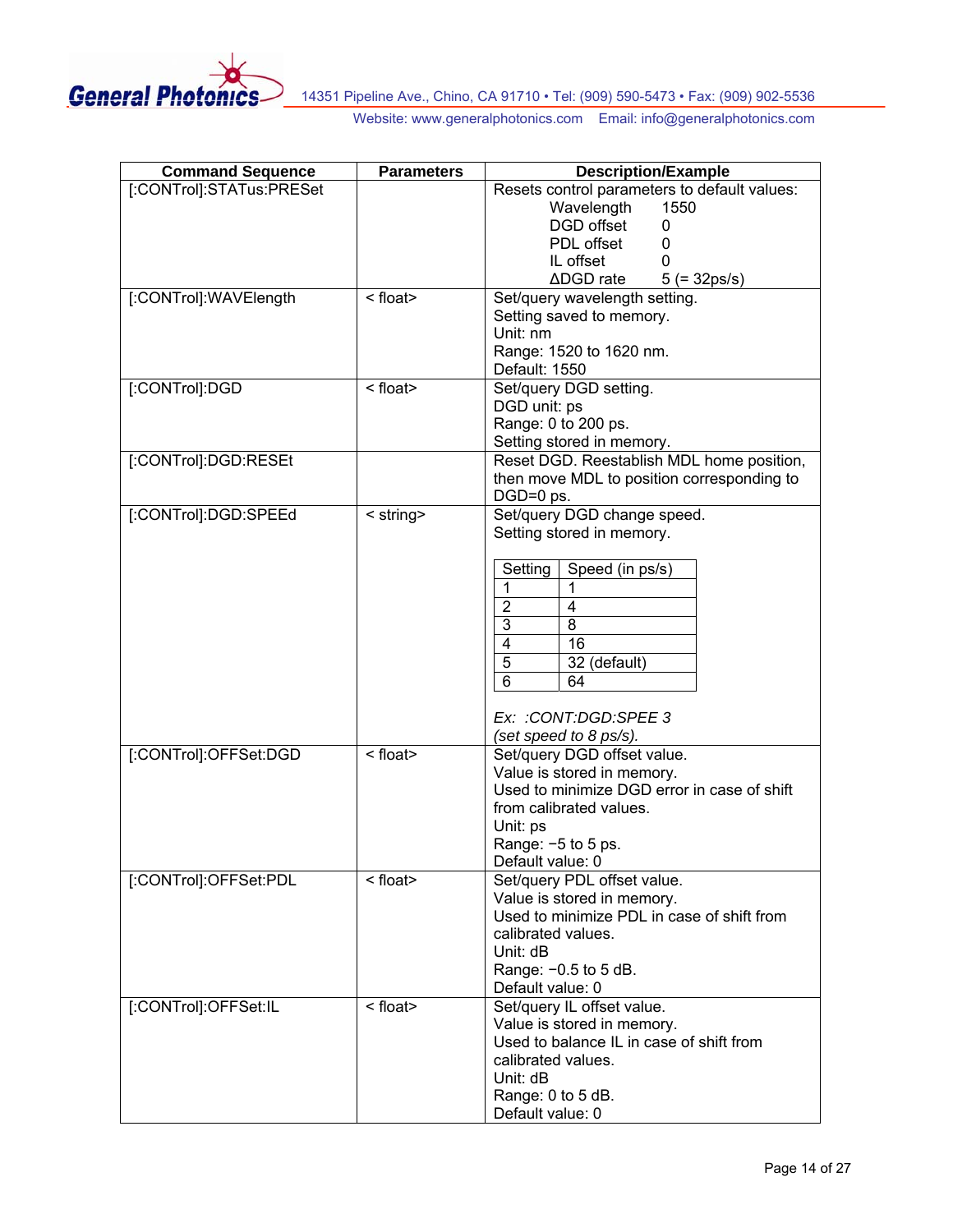| Command Sequence | Parameters | Description/Example |
|---|---|---|
| [:CONTrol]:STATus:PRESet | | Resets control parameters to default values:<br>Wavelength 1550<br>DGD offset 0<br>PDL offset 0<br>IL offset 0<br>ΔDGD rate 5 (= 32ps/s) |
| [:CONTrol]:WAVElength | < float> | Set/query wavelength setting.<br>Setting saved to memory.<br>Unit: nm<br>Range: 1520 to 1620 nm.<br>Default: 1550 |
| [:CONTrol]:DGD | < float> | Set/query DGD setting.<br>DGD unit: ps<br>Range: 0 to 200 ps.<br>Setting stored in memory. |
| [:CONTrol]:DGD:RESEt | | Reset DGD. Reestablish MDL home position, then move MDL to position corresponding to DGD=0 ps. |
| [:CONTrol]:DGD:SPEEd | < string> | Set/query DGD change speed.<br>Setting stored in memory.<br><br>Setting / Speed (in ps/s):<br>1 — 1<br>2 — 4<br>3 — 8<br>4 — 16<br>5 — 32 (default)<br>6 — 64<br><br>*Ex: :CONT:DGD:SPEE 3*<br>*(set speed to 8 ps/s).* |
| [:CONTrol]:OFFSet:DGD | < float> | Set/query DGD offset value.<br>Value is stored in memory.<br>Used to minimize DGD error in case of shift from calibrated values.<br>Unit: ps<br>Range: −5 to 5 ps.<br>Default value: 0 |
| [:CONTrol]:OFFSet:PDL | < float> | Set/query PDL offset value.<br>Value is stored in memory.<br>Used to minimize PDL in case of shift from calibrated values.<br>Unit: dB<br>Range: −0.5 to 5 dB.<br>Default value: 0 |
| [:CONTrol]:OFFSet:IL | < float> | Set/query IL offset value.<br>Value is stored in memory.<br>Used to balance IL in case of shift from calibrated values.<br>Unit: dB<br>Range: 0 to 5 dB.<br>Default value: 0 |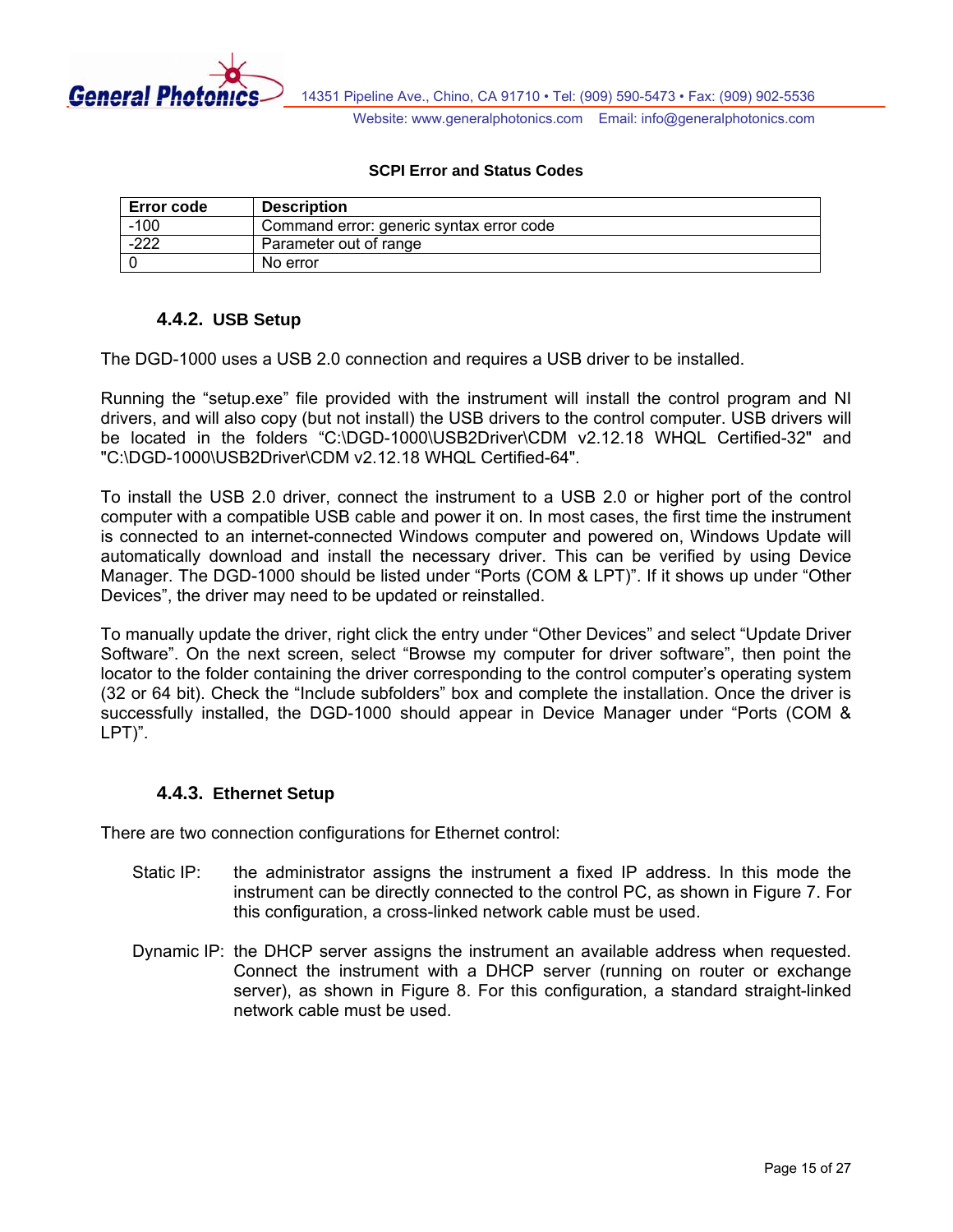**SCPI Error and Status Codes**

| Error code | Description |
|---|---|
| -100 | Command error: generic syntax error code |
| -222 | Parameter out of range |
| 0 | No error |

### 4.4.2. USB Setup

The DGD-1000 uses a USB 2.0 connection and requires a USB driver to be installed.

Running the “setup.exe” file provided with the instrument will install the control program and NI drivers, and will also copy (but not install) the USB drivers to the control computer. USB drivers will be located in the folders “C:\DGD-1000\USB2Driver\CDM v2.12.18 WHQL Certified-32" and "C:\DGD-1000\USB2Driver\CDM v2.12.18 WHQL Certified-64".

To install the USB 2.0 driver, connect the instrument to a USB 2.0 or higher port of the control computer with a compatible USB cable and power it on. In most cases, the first time the instrument is connected to an internet-connected Windows computer and powered on, Windows Update will automatically download and install the necessary driver. This can be verified by using Device Manager. The DGD-1000 should be listed under “Ports (COM & LPT)”. If it shows up under “Other Devices”, the driver may need to be updated or reinstalled.

To manually update the driver, right click the entry under “Other Devices” and select “Update Driver Software”. On the next screen, select “Browse my computer for driver software”, then point the locator to the folder containing the driver corresponding to the control computer’s operating system (32 or 64 bit). Check the “Include subfolders” box and complete the installation. Once the driver is successfully installed, the DGD-1000 should appear in Device Manager under “Ports (COM & LPT)”.

### 4.4.3. Ethernet Setup

There are two connection configurations for Ethernet control:

Static IP: the administrator assigns the instrument a fixed IP address. In this mode the instrument can be directly connected to the control PC, as shown in Figure 7. For this configuration, a cross-linked network cable must be used.

Dynamic IP: the DHCP server assigns the instrument an available address when requested. Connect the instrument with a DHCP server (running on router or exchange server), as shown in Figure 8. For this configuration, a standard straight-linked network cable must be used.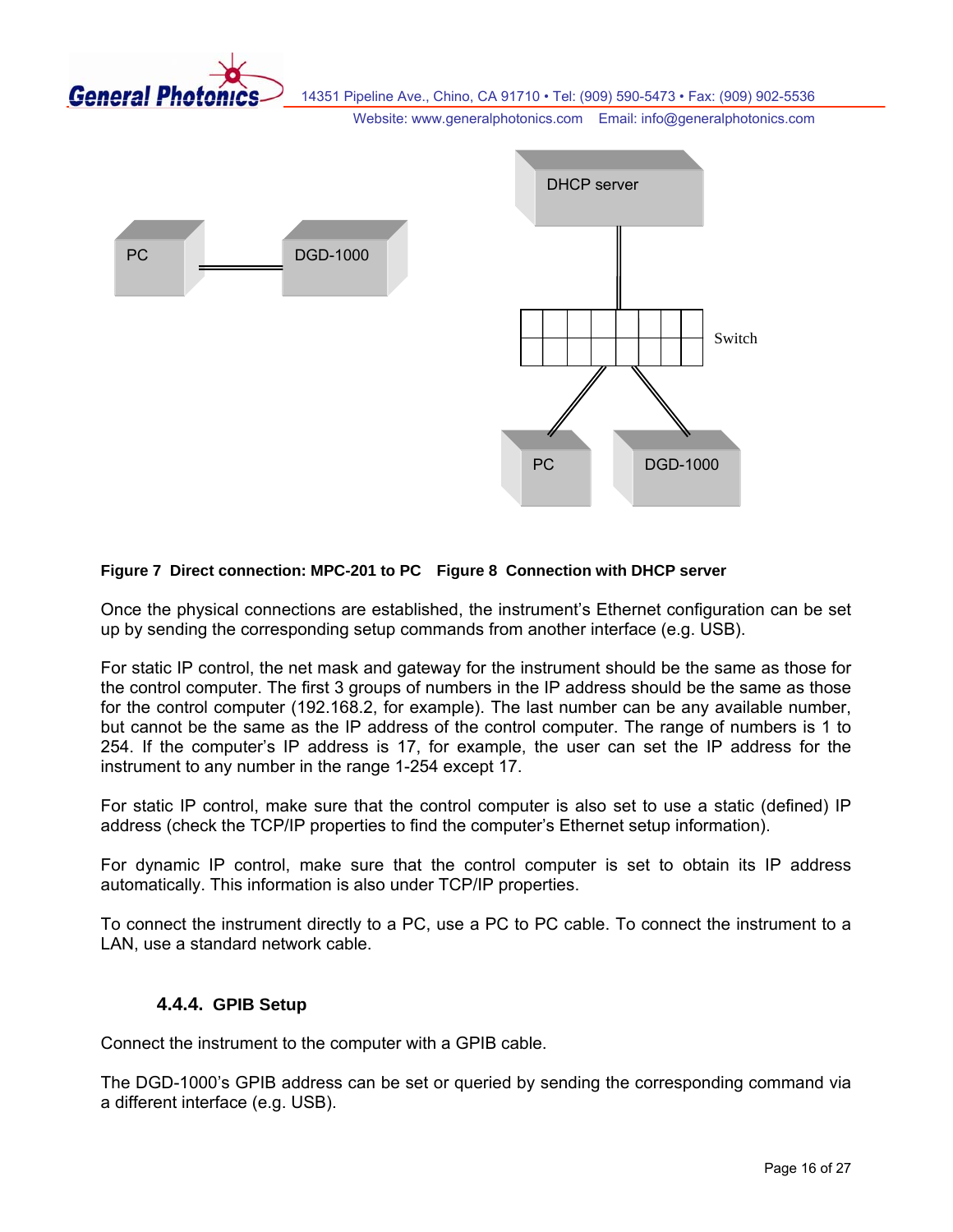**Figure 7 Direct connection: MPC-201 to PC  Figure 8 Connection with DHCP server**

Once the physical connections are established, the instrument's Ethernet configuration can be set up by sending the corresponding setup commands from another interface (e.g. USB).

For static IP control, the net mask and gateway for the instrument should be the same as those for the control computer. The first 3 groups of numbers in the IP address should be the same as those for the control computer (192.168.2, for example). The last number can be any available number, but cannot be the same as the IP address of the control computer. The range of numbers is 1 to 254. If the computer's IP address is 17, for example, the user can set the IP address for the instrument to any number in the range 1-254 except 17.

For static IP control, make sure that the control computer is also set to use a static (defined) IP address (check the TCP/IP properties to find the computer's Ethernet setup information).

For dynamic IP control, make sure that the control computer is set to obtain its IP address automatically. This information is also under TCP/IP properties.

To connect the instrument directly to a PC, use a PC to PC cable. To connect the instrument to a LAN, use a standard network cable.

### 4.4.4. GPIB Setup

Connect the instrument to the computer with a GPIB cable.

The DGD-1000's GPIB address can be set or queried by sending the corresponding command via a different interface (e.g. USB).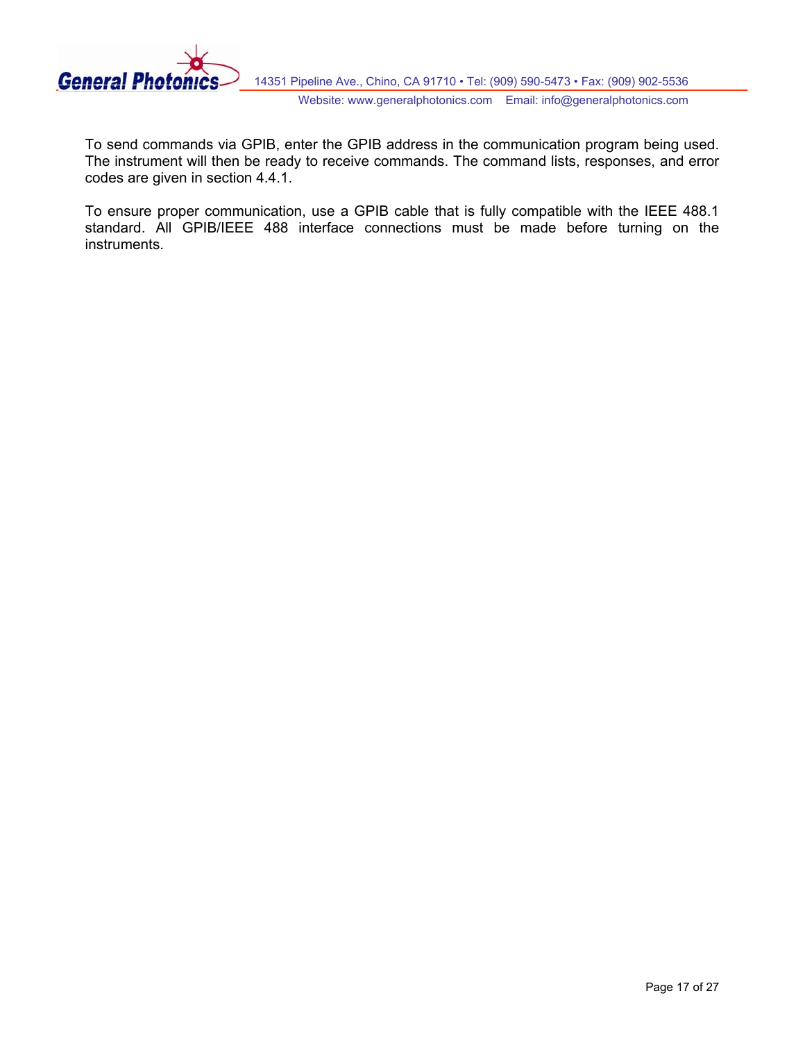To send commands via GPIB, enter the GPIB address in the communication program being used. The instrument will then be ready to receive commands. The command lists, responses, and error codes are given in section 4.4.1.

To ensure proper communication, use a GPIB cable that is fully compatible with the IEEE 488.1 standard. All GPIB/IEEE 488 interface connections must be made before turning on the instruments.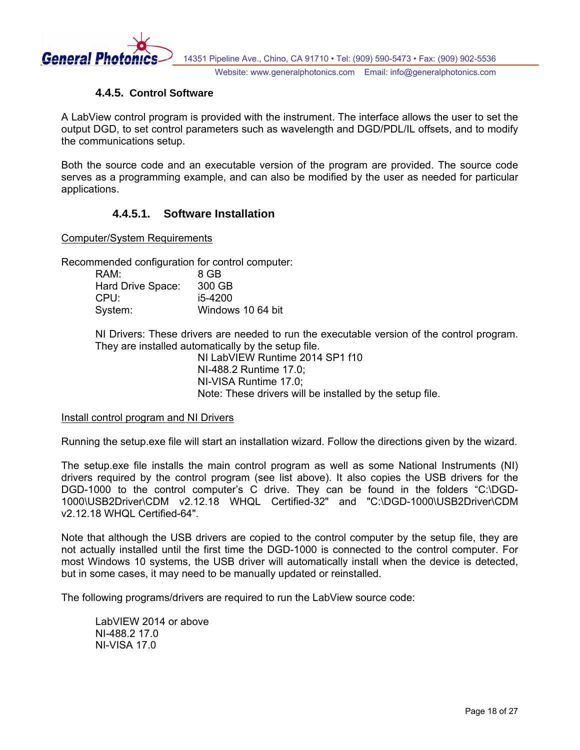### 4.4.5. Control Software

A LabView control program is provided with the instrument. The interface allows the user to set the output DGD, to set control parameters such as wavelength and DGD/PDL/IL offsets, and to modify the communications setup.

Both the source code and an executable version of the program are provided. The source code serves as a programming example, and can also be modified by the user as needed for particular applications.

#### 4.4.5.1. Software Installation

Computer/System Requirements

Recommended configuration for control computer:

| | |
|---|---|
| RAM: | 8 GB |
| Hard Drive Space: | 300 GB |
| CPU: | i5-4200 |
| System: | Windows 10 64 bit |

NI Drivers: These drivers are needed to run the executable version of the control program. They are installed automatically by the setup file.

NI LabVIEW Runtime 2014 SP1 f10
NI-488.2 Runtime 17.0;
NI-VISA Runtime 17.0;
Note: These drivers will be installed by the setup file.

Install control program and NI Drivers

Running the setup.exe file will start an installation wizard. Follow the directions given by the wizard.

The setup.exe file installs the main control program as well as some National Instruments (NI) drivers required by the control program (see list above). It also copies the USB drivers for the DGD-1000 to the control computer's C drive. They can be found in the folders "C:\DGD-1000\USB2Driver\CDM v2.12.18 WHQL Certified-32" and "C:\DGD-1000\USB2Driver\CDM v2.12.18 WHQL Certified-64".

Note that although the USB drivers are copied to the control computer by the setup file, they are not actually installed until the first time the DGD-1000 is connected to the control computer. For most Windows 10 systems, the USB driver will automatically install when the device is detected, but in some cases, it may need to be manually updated or reinstalled.

The following programs/drivers are required to run the LabView source code:

LabVIEW 2014 or above
NI-488.2 17.0
NI-VISA 17.0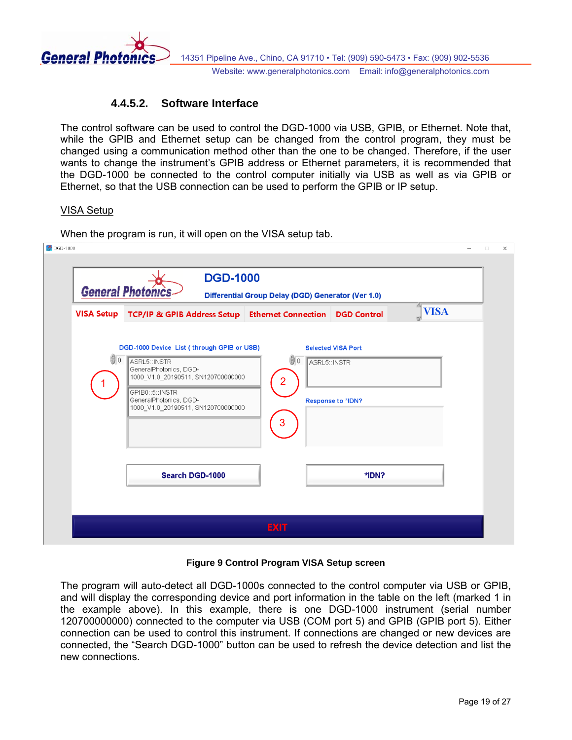#### 4.4.5.2. Software Interface

The control software can be used to control the DGD-1000 via USB, GPIB, or Ethernet. Note that, while the GPIB and Ethernet setup can be changed from the control program, they must be changed using a communication method other than the one to be changed. Therefore, if the user wants to change the instrument's GPIB address or Ethernet parameters, it is recommended that the DGD-1000 be connected to the control computer initially via USB as well as via GPIB or Ethernet, so that the USB connection can be used to perform the GPIB or IP setup.

VISA Setup

When the program is run, it will open on the VISA setup tab.

**Figure 9 Control Program VISA Setup screen**

The program will auto-detect all DGD-1000s connected to the control computer via USB or GPIB, and will display the corresponding device and port information in the table on the left (marked 1 in the example above). In this example, there is one DGD-1000 instrument (serial number 120700000000) connected to the computer via USB (COM port 5) and GPIB (GPIB port 5). Either connection can be used to control this instrument. If connections are changed or new devices are connected, the "Search DGD-1000" button can be used to refresh the device detection and list the new connections.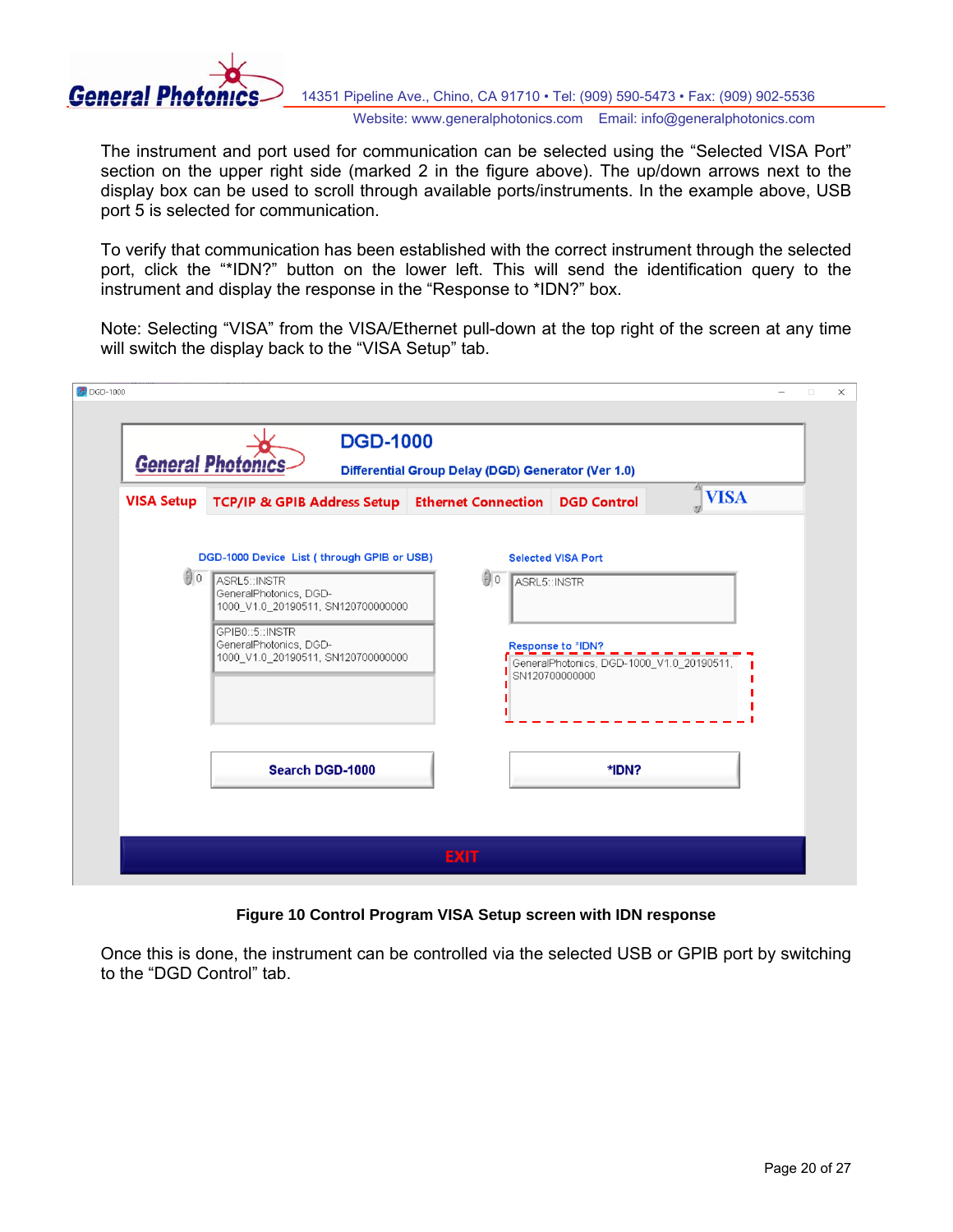The instrument and port used for communication can be selected using the “Selected VISA Port” section on the upper right side (marked 2 in the figure above). The up/down arrows next to the display box can be used to scroll through available ports/instruments. In the example above, USB port 5 is selected for communication.

To verify that communication has been established with the correct instrument through the selected port, click the “*IDN?” button on the lower left. This will send the identification query to the instrument and display the response in the “Response to *IDN?” box.

Note: Selecting “VISA” from the VISA/Ethernet pull-down at the top right of the screen at any time will switch the display back to the “VISA Setup” tab.

**Figure 10 Control Program VISA Setup screen with IDN response**

Once this is done, the instrument can be controlled via the selected USB or GPIB port by switching to the “DGD Control” tab.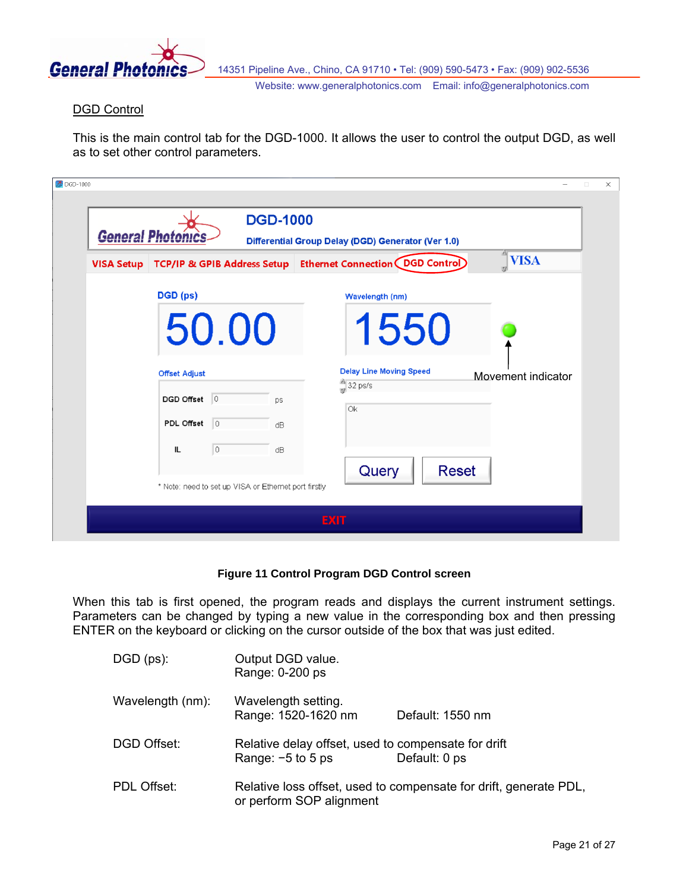## DGD Control

This is the main control tab for the DGD-1000. It allows the user to control the output DGD, as well as to set other control parameters.

**Figure 11 Control Program DGD Control screen**

When this tab is first opened, the program reads and displays the current instrument settings. Parameters can be changed by typing a new value in the corresponding box and then pressing ENTER on the keyboard or clicking on the cursor outside of the box that was just edited.

| | | |
|---|---|---|
| DGD (ps): | Output DGD value.<br>Range: 0-200 ps | |
| Wavelength (nm): | Wavelength setting.<br>Range: 1520-1620 nm | Default: 1550 nm |
| DGD Offset: | Relative delay offset, used to compensate for drift<br>Range: −5 to 5 ps | Default: 0 ps |
| PDL Offset: | Relative loss offset, used to compensate for drift, generate PDL, or perform SOP alignment | |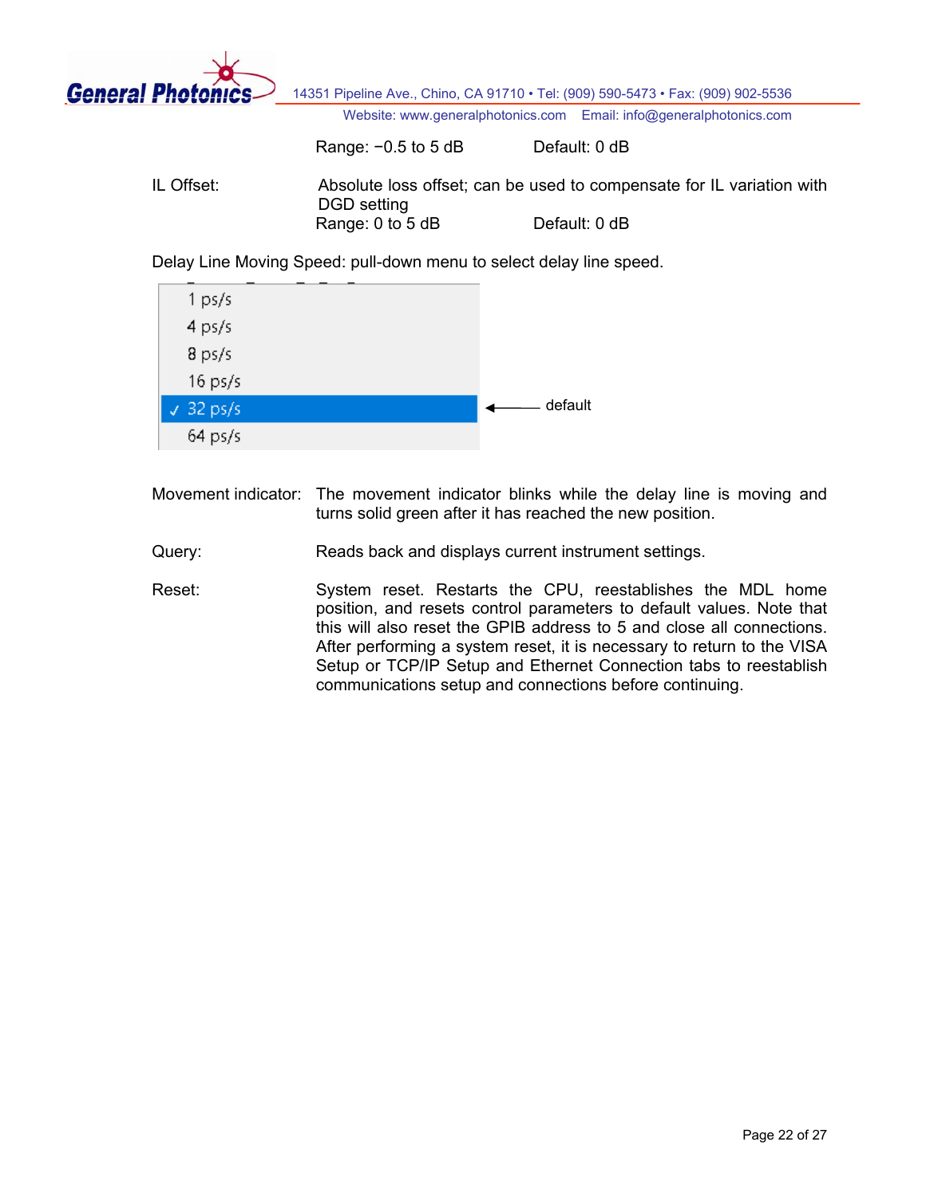Range: −0.5 to 5 dB Default: 0 dB

IL Offset: Absolute loss offset; can be used to compensate for IL variation with DGD setting
Range: 0 to 5 dB Default: 0 dB

Delay Line Moving Speed: pull-down menu to select delay line speed.

- 1 ps/s
- 4 ps/s
- 8 ps/s
- 16 ps/s
- ✓ 32 ps/s ← default
- 64 ps/s

Movement indicator: The movement indicator blinks while the delay line is moving and turns solid green after it has reached the new position.

Query: Reads back and displays current instrument settings.

Reset: System reset. Restarts the CPU, reestablishes the MDL home position, and resets control parameters to default values. Note that this will also reset the GPIB address to 5 and close all connections. After performing a system reset, it is necessary to return to the VISA Setup or TCP/IP Setup and Ethernet Connection tabs to reestablish communications setup and connections before continuing.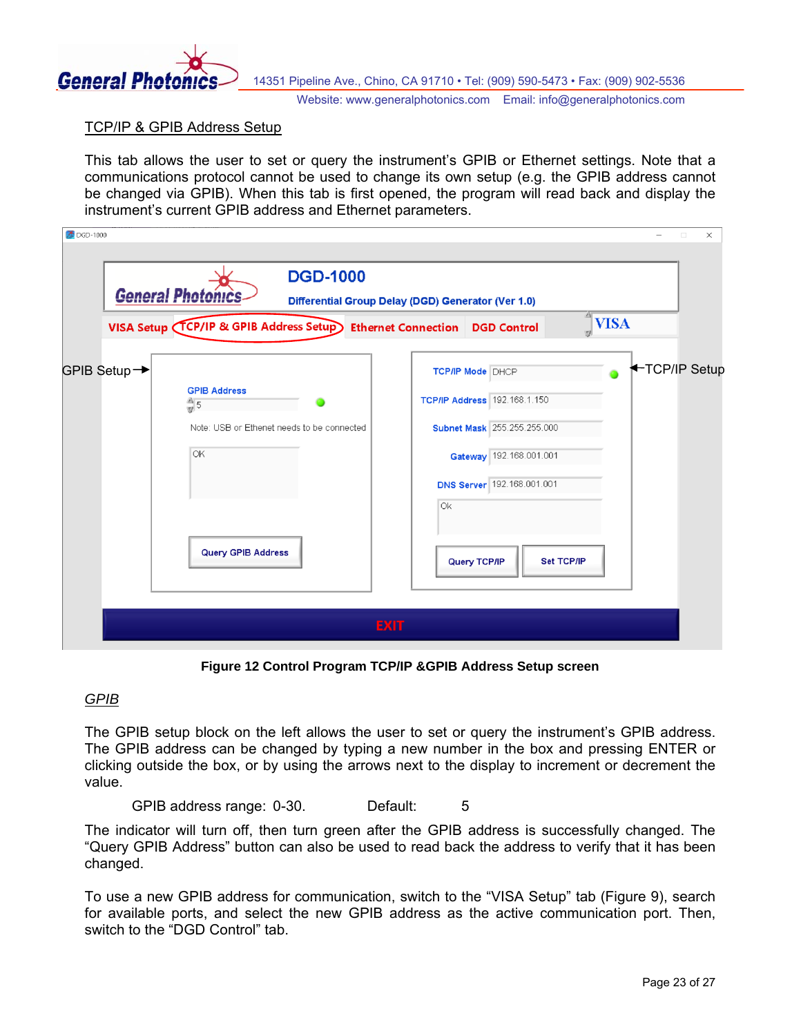## TCP/IP & GPIB Address Setup

This tab allows the user to set or query the instrument's GPIB or Ethernet settings. Note that a communications protocol cannot be used to change its own setup (e.g. the GPIB address cannot be changed via GPIB). When this tab is first opened, the program will read back and display the instrument's current GPIB address and Ethernet parameters.

**Figure 12 Control Program TCP/IP &GPIB Address Setup screen**

### *GPIB*

The GPIB setup block on the left allows the user to set or query the instrument's GPIB address. The GPIB address can be changed by typing a new number in the box and pressing ENTER or clicking outside the box, or by using the arrows next to the display to increment or decrement the value.

GPIB address range: 0-30. Default: 5

The indicator will turn off, then turn green after the GPIB address is successfully changed. The "Query GPIB Address" button can also be used to read back the address to verify that it has been changed.

To use a new GPIB address for communication, switch to the "VISA Setup" tab (Figure 9), search for available ports, and select the new GPIB address as the active communication port. Then, switch to the "DGD Control" tab.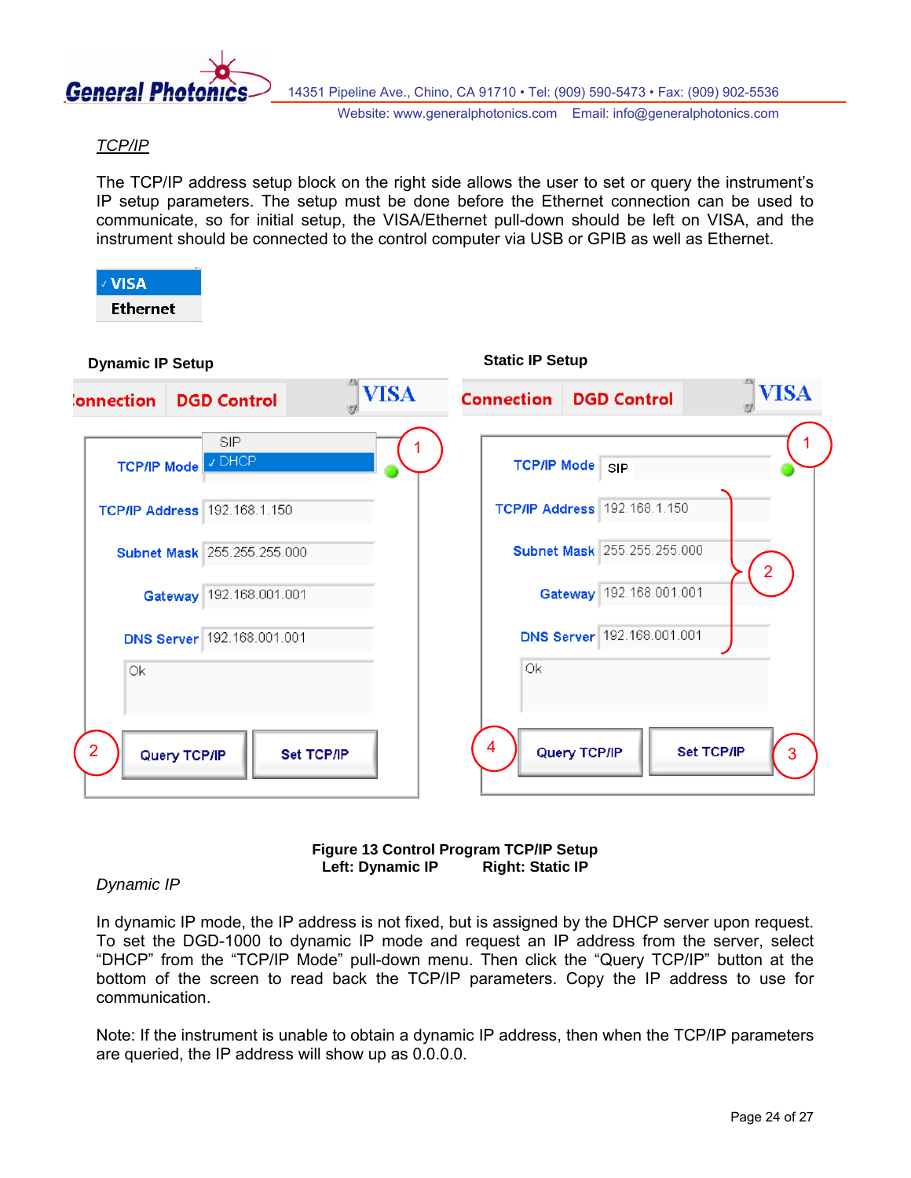*TCP/IP*

The TCP/IP address setup block on the right side allows the user to set or query the instrument's IP setup parameters. The setup must be done before the Ethernet connection can be used to communicate, so for initial setup, the VISA/Ethernet pull-down should be left on VISA, and the instrument should be connected to the control computer via USB or GPIB as well as Ethernet.

**Dynamic IP Setup** **Static IP Setup**

**Figure 13 Control Program TCP/IP Setup**
**Left: Dynamic IP Right: Static IP**

*Dynamic IP*

In dynamic IP mode, the IP address is not fixed, but is assigned by the DHCP server upon request. To set the DGD-1000 to dynamic IP mode and request an IP address from the server, select "DHCP" from the "TCP/IP Mode" pull-down menu. Then click the "Query TCP/IP" button at the bottom of the screen to read back the TCP/IP parameters. Copy the IP address to use for communication.

Note: If the instrument is unable to obtain a dynamic IP address, then when the TCP/IP parameters are queried, the IP address will show up as 0.0.0.0.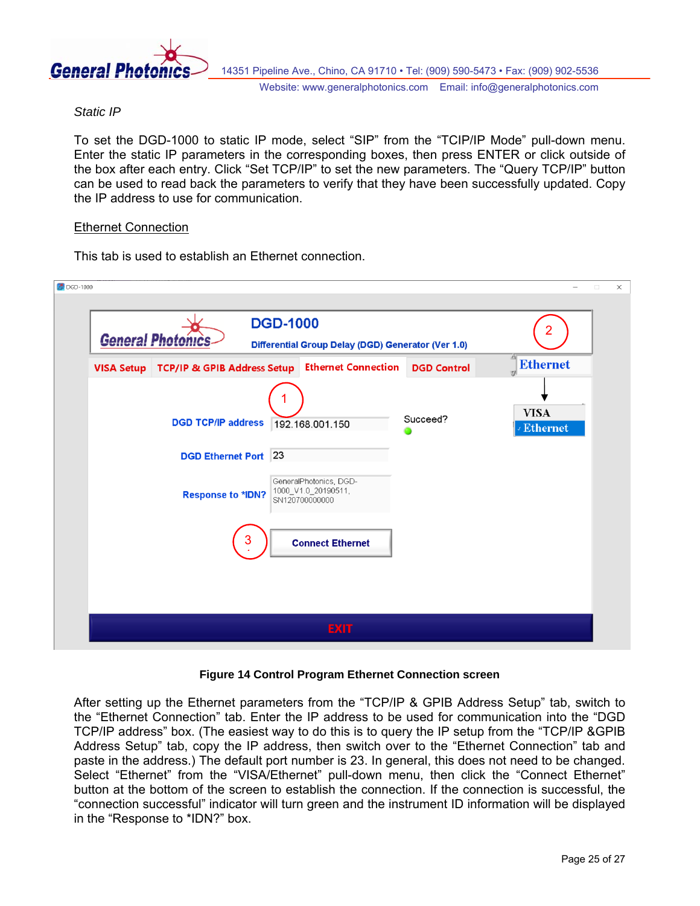*Static IP*

To set the DGD-1000 to static IP mode, select “SIP” from the “TCIP/IP Mode” pull-down menu. Enter the static IP parameters in the corresponding boxes, then press ENTER or click outside of the box after each entry. Click “Set TCP/IP” to set the new parameters. The “Query TCP/IP” button can be used to read back the parameters to verify that they have been successfully updated. Copy the IP address to use for communication.

<u>Ethernet Connection</u>

This tab is used to establish an Ethernet connection.

**Figure 14 Control Program Ethernet Connection screen**

After setting up the Ethernet parameters from the “TCP/IP & GPIB Address Setup” tab, switch to the “Ethernet Connection” tab. Enter the IP address to be used for communication into the “DGD TCP/IP address” box. (The easiest way to do this is to query the IP setup from the “TCP/IP &GPIB Address Setup” tab, copy the IP address, then switch over to the “Ethernet Connection” tab and paste in the address.) The default port number is 23. In general, this does not need to be changed. Select “Ethernet” from the “VISA/Ethernet” pull-down menu, then click the “Connect Ethernet” button at the bottom of the screen to establish the connection. If the connection is successful, the “connection successful” indicator will turn green and the instrument ID information will be displayed in the “Response to *IDN?” box.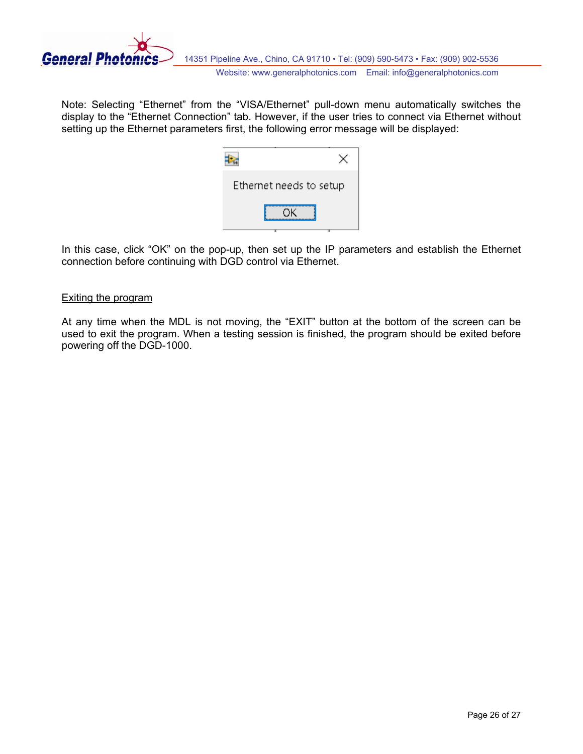Note: Selecting “Ethernet” from the “VISA/Ethernet” pull-down menu automatically switches the display to the “Ethernet Connection” tab. However, if the user tries to connect via Ethernet without setting up the Ethernet parameters first, the following error message will be displayed:

Ethernet needs to setup

OK

In this case, click “OK” on the pop-up, then set up the IP parameters and establish the Ethernet connection before continuing with DGD control via Ethernet.

<u>Exiting the program</u>

At any time when the MDL is not moving, the “EXIT” button at the bottom of the screen can be used to exit the program. When a testing session is finished, the program should be exited before powering off the DGD-1000.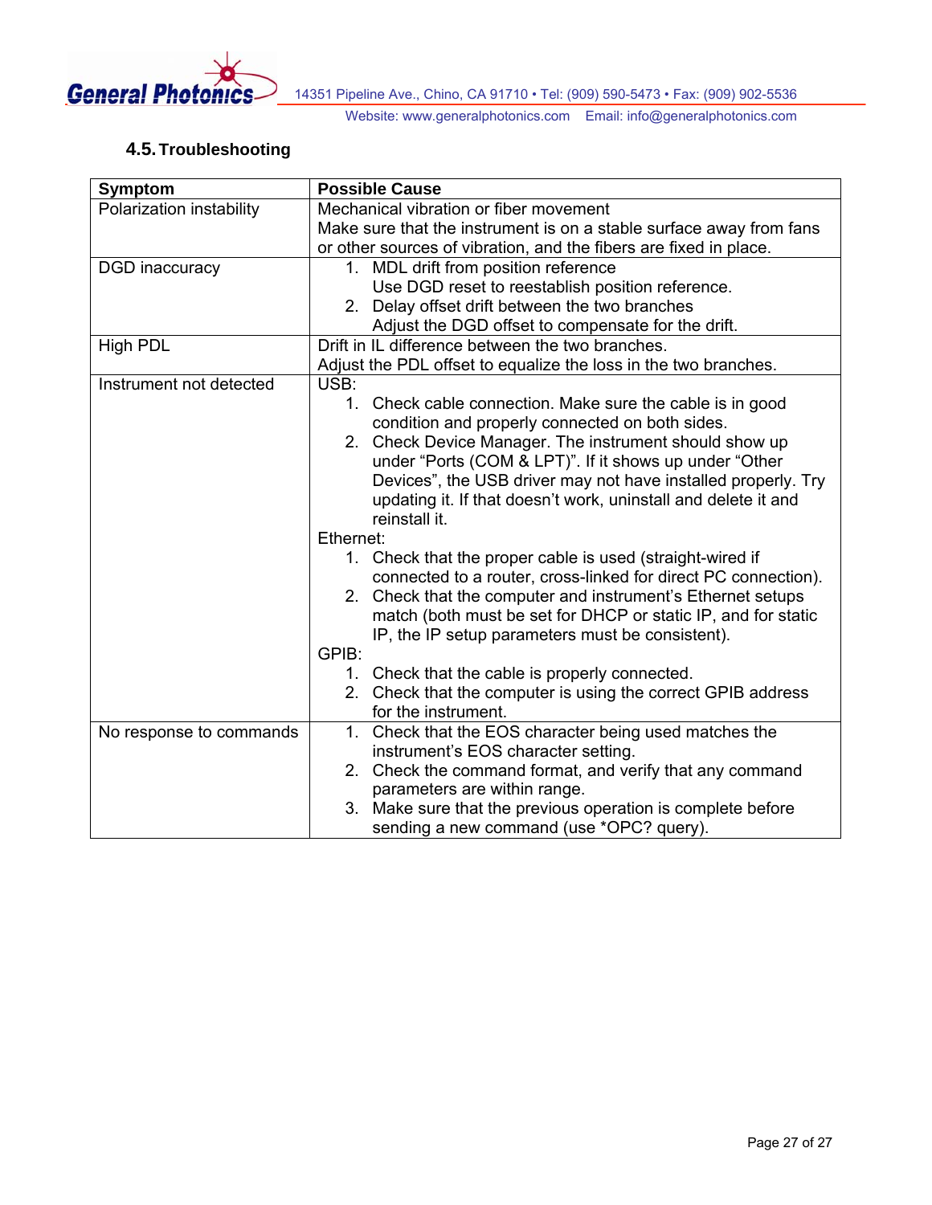### 4.5. Troubleshooting

| Symptom | Possible Cause |
|---|---|
| Polarization instability | Mechanical vibration or fiber movement<br>Make sure that the instrument is on a stable surface away from fans or other sources of vibration, and the fibers are fixed in place. |
| DGD inaccuracy | 1. MDL drift from position reference<br>Use DGD reset to reestablish position reference.<br>2. Delay offset drift between the two branches<br>Adjust the DGD offset to compensate for the drift. |
| High PDL | Drift in IL difference between the two branches.<br>Adjust the PDL offset to equalize the loss in the two branches. |
| Instrument not detected | USB:<br>1. Check cable connection. Make sure the cable is in good condition and properly connected on both sides.<br>2. Check Device Manager. The instrument should show up under “Ports (COM & LPT)”. If it shows up under “Other Devices”, the USB driver may not have installed properly. Try updating it. If that doesn’t work, uninstall and delete it and reinstall it.<br>Ethernet:<br>1. Check that the proper cable is used (straight-wired if connected to a router, cross-linked for direct PC connection).<br>2. Check that the computer and instrument’s Ethernet setups match (both must be set for DHCP or static IP, and for static IP, the IP setup parameters must be consistent).<br>GPIB:<br>1. Check that the cable is properly connected.<br>2. Check that the computer is using the correct GPIB address for the instrument. |
| No response to commands | 1. Check that the EOS character being used matches the instrument’s EOS character setting.<br>2. Check the command format, and verify that any command parameters are within range.<br>3. Make sure that the previous operation is complete before sending a new command (use *OPC? query). |